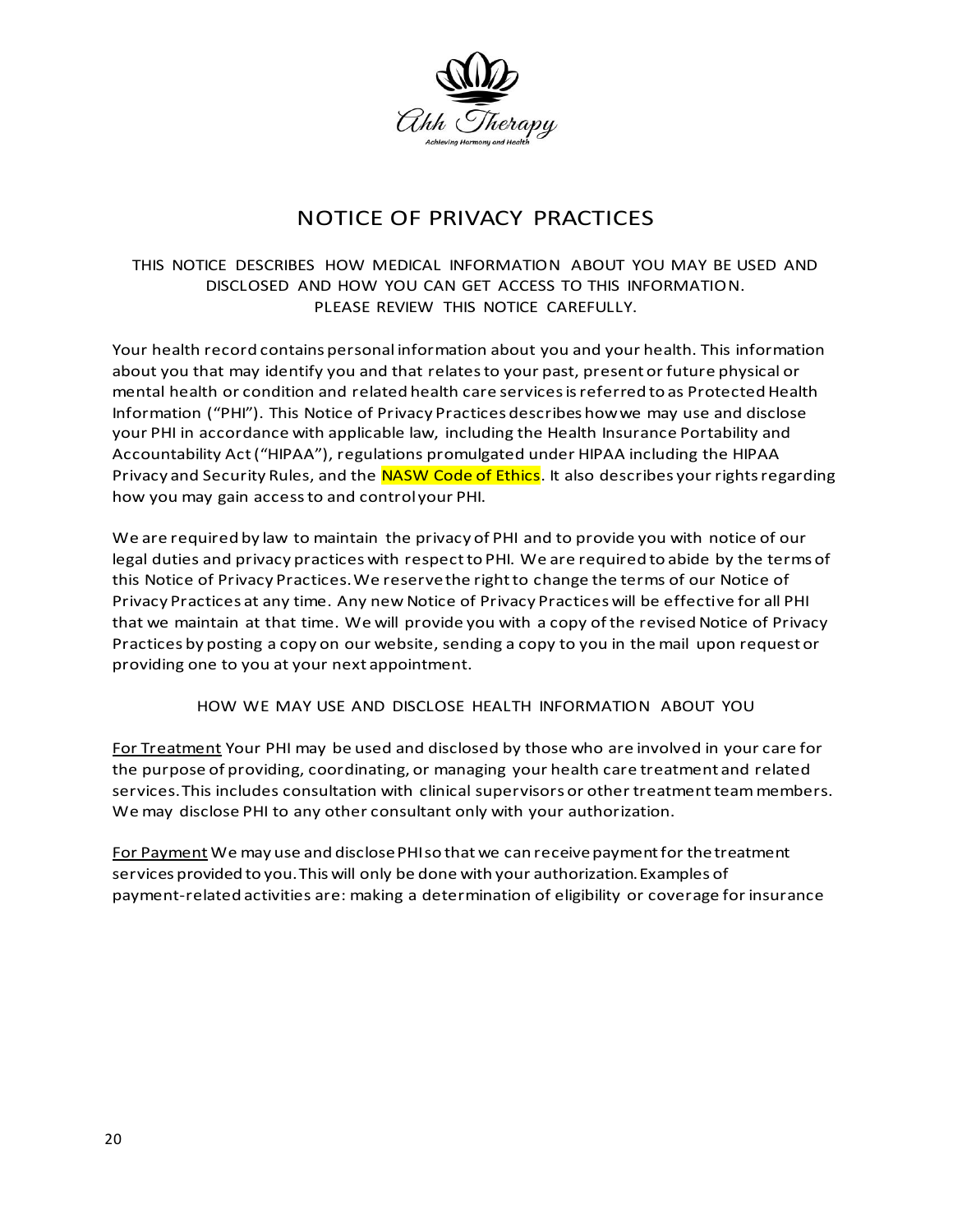# NOTICE OF PRIVACY PRACTICES

THIS NOTICE DESCRIBES HOW MEDICAL INFORMATION ABOUT YOU MAY BE USED AND DISCLOSED AND HOW YOU CAN GET ACCESS TO THIS INFORMATION. PLEASE REVIEW THIS NOTICE CAREFULLY.

Your health record contains personal information about you and your health. This information about you that may identify you and that relates to your past, present or future physical or mental health or condition and related health care services is referred to as Protected Health Information ("PHI"). This Notice of Privacy Practices describes how we may use and disclose your PHI in accordance with applicable law, including the Health Insurance Portability and Accountability Act ("HIPAA"), regulations promulgated under HIPAA including the HIPAA Privacy and Security Rules, and the NASW Code of Ethics. It also describes your rights regarding how you may gain access to and control your PHI.

We are required by law to maintain the privacy of PHI and to provide you with notice of our legal duties and privacy practices with respect to PHI. We are required to abide by the terms of this Notice of Privacy Practices. We reserve the right to change the terms of our Notice of Privacy Practices at any time. Any new Notice of Privacy Practices will be effective for all PHI that we maintain at that time. We will provide you with a copy of the revised Notice of Privacy Practices by posting a copy on our website, sending a copy to you in the mail upon request or providing one to you at your next appointment.

## HOW WE MAY USE AND DISCLOSE HEALTH INFORMATION ABOUT YOU

For Treatment Your PHI may be used and disclosed by those who are involved in your care for the purpose of providing, coordinating, or managing your health care treatment and related services. This includes consultation with clinical supervisors or other treatment team members. We may disclose PHI to any other consultant only with your authorization.

For Payment We may use and disclose PHI so that we can receive payment for the treatment services provided to you. This will only be done with your authorization. Examples of payment-related activities are: making a determination of eligibility or coverage for insurance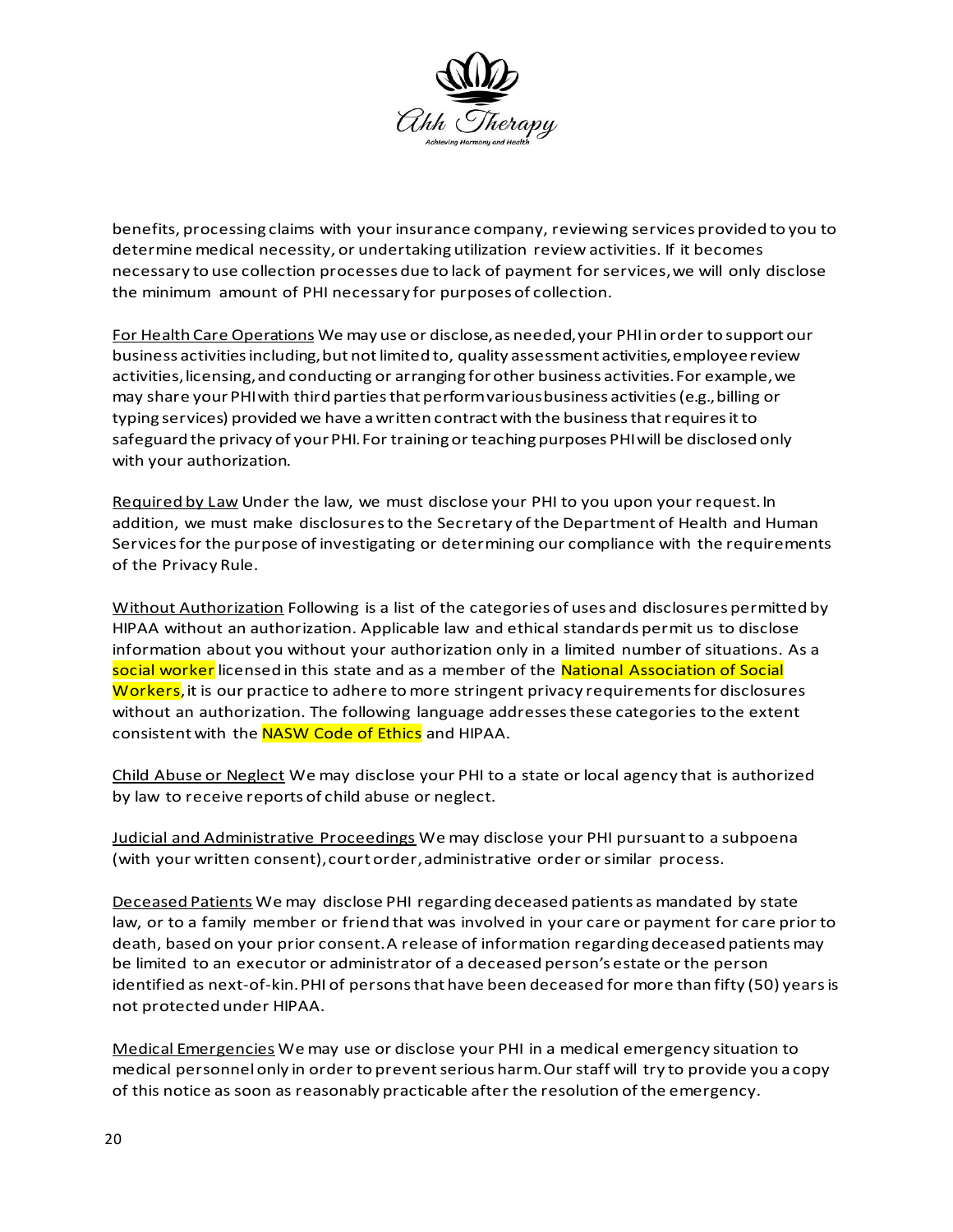benefits, processing claims with your insurance company, reviewing services provided to you to determine medical necessity, or undertaking utilization review activities. If it becomes necessary to use collection processes due to lack of payment for services, we will only disclose the minimum amount of PHI necessary for purposes of collection.

For Health Care Operations We may use or disclose, as needed, your PHI in order to support our business activities including, but not limited to, quality assessment activities, employee review activities, licensing, and conducting or arranging for other business activities. For example, we may share your PHI with third parties that perform various business activities (e.g., billing or typing services) provided we have a written contract with the business that requires it to safeguard the privacy of your PHI. For training or teaching purposes PHI will be disclosed only with your authorization.

Required by Law Under the law, we must disclose your PHI to you upon your request. In addition, we must make disclosures to the Secretary of the Department of Health and Human Services for the purpose of investigating or determining our compliance with the requirements of the Privacy Rule.

Without Authorization Following is a list of the categories of uses and disclosures permitted by HIPAA without an authorization. Applicable law and ethical standards permit us to disclose information about you without your authorization only in a limited number of situations. As a social worker licensed in this state and as a member of the National Association of Social Workers, it is our practice to adhere to more stringent privacy requirements for disclosures without an authorization. The following language addresses these categories to the extent consistent with the NASW Code of Ethics and HIPAA.

Child Abuse or Neglect We may disclose your PHI to a state or local agency that is authorized by law to receive reports of child abuse or neglect.

Judicial and Administrative Proceedings We may disclose your PHI pursuant to a subpoena (with your written consent), court order, administrative order or similar process.

Deceased Patients We may disclose PHI regarding deceased patients as mandated by state law, or to a family member or friend that was involved in your care or payment for care prior to death, based on your prior consent. A release of information regarding deceased patients may be limited to an executor or administrator of a deceased person's estate or the person identified as next-of-kin. PHI of persons that have been deceased for more than fifty (50) years is not protected under HIPAA.

Medical Emergencies We may use or disclose your PHI in a medical emergency situation to medical personnel only in order to prevent serious harm. Our staff will try to provide you a copy of this notice as soon as reasonably practicable after the resolution of the emergency.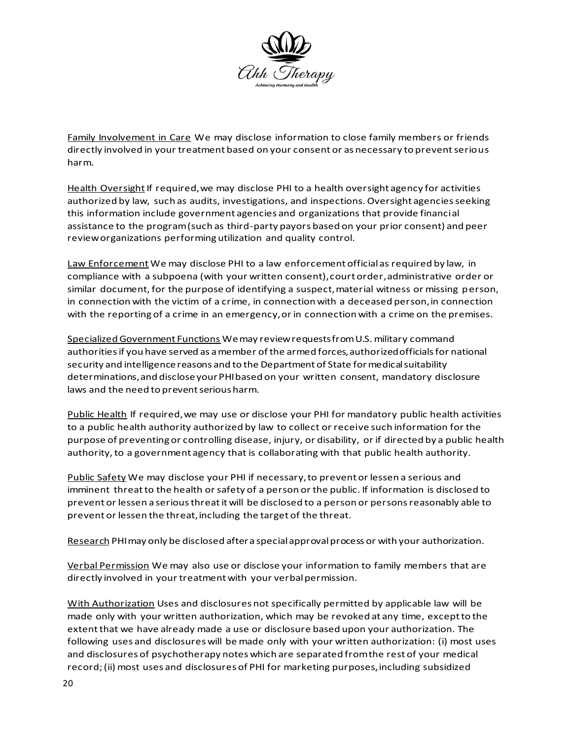Family Involvement in Care We may disclose information to close family members or friends directly involved in your treatment based on your consent or as necessary to prevent serious harm.

Health Oversight If required, we may disclose PHI to a health oversight agency for activities authorized by law, such as audits, investigations, and inspections. Oversight agencies seeking this information include government agencies and organizations that provide financial assistance to the program (such as third-party payors based on your prior consent) and peer review organizations performing utilization and quality control.

Law Enforcement We may disclose PHI to a law enforcement official as required by law, in compliance with a subpoena (with your written consent), court order, administrative order or similar document, for the purpose of identifying a suspect, material witness or missing person, in connection with the victim of a crime, in connection with a deceased person, in connection with the reporting of a crime in an emergency, or in connection with a crime on the premises.

Specialized Government Functions We may review requests from U.S. military command authorities if you have served as a member of the armed forces, authorized officials for national security and intelligence reasons and to the Department of State for medical suitability determinations, and disclose your PHI based on your written consent, mandatory disclosure laws and the need to prevent serious harm.

Public Health If required, we may use or disclose your PHI for mandatory public health activities to a public health authority authorized by law to collect or receive such information for the purpose of preventing or controlling disease, injury, or disability, or if directed by a public health authority, to a government agency that is collaborating with that public health authority.

Public Safety We may disclose your PHI if necessary, to prevent or lessen a serious and imminent threat to the health or safety of a person or the public. If information is disclosed to prevent or lessen a serious threat it will be disclosed to a person or persons reasonably able to prevent or lessen the threat, including the target of the threat.

Research PHI may only be disclosed after a special approval process or with your authorization.

Verbal Permission We may also use or disclose your information to family members that are directly involved in your treatment with your verbal permission.

With Authorization Uses and disclosures not specifically permitted by applicable law will be made only with your written authorization, which may be revoked at any time, except to the extent that we have already made a use or disclosure based upon your authorization. The following uses and disclosures will be made only with your written authorization: (i) most uses and disclosures of psychotherapy notes which are separated from the rest of your medical record; (ii) most uses and disclosures of PHI for marketing purposes, including subsidized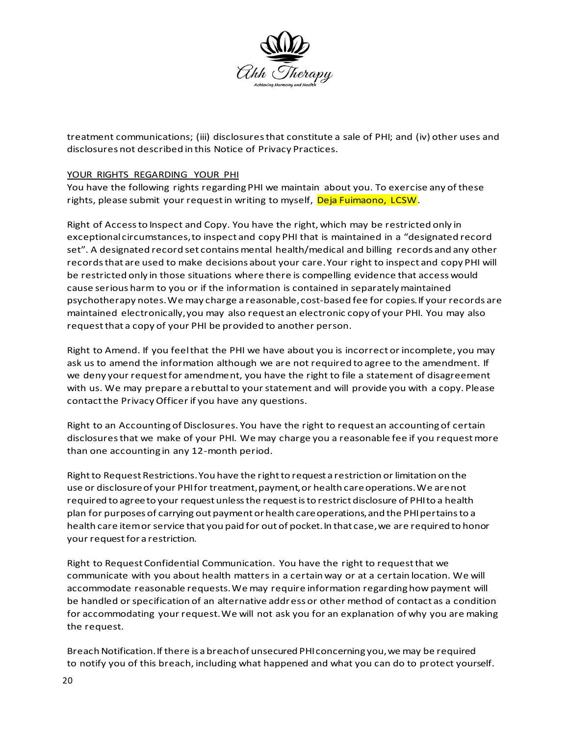treatment communications; (iii) disclosures that constitute a sale of PHI; and (iv) other uses and disclosures not described in this Notice of Privacy Practices.

## YOUR RIGHTS REGARDING YOUR PHI

You have the following rights regarding PHI we maintain about you. To exercise any of these rights, please submit your request in writing to myself, Deja Fuimaono, LCSW.

Right of Access to Inspect and Copy. You have the right, which may be restricted only in exceptional circumstances, to inspect and copy PHI that is maintained in a "designated record set". A designated record set contains mental health/medical and billing records and any other records that are used to make decisions about your care. Your right to inspect and copy PHI will be restricted only in those situations where there is compelling evidence that access would cause serious harm to you or if the information is contained in separately maintained psychotherapy notes. We may charge a reasonable, cost-based fee for copies. If your records are maintained electronically, you may also request an electronic copy of your PHI. You may also request that a copy of your PHI be provided to another person.

Right to Amend. If you feel that the PHI we have about you is incorrect or incomplete, you may ask us to amend the information although we are not required to agree to the amendment. If we deny your request for amendment, you have the right to file a statement of disagreement with us. We may prepare a rebuttal to your statement and will provide you with a copy. Please contact the Privacy Officer if you have any questions.

Right to an Accounting of Disclosures. You have the right to request an accounting of certain disclosures that we make of your PHI. We may charge you a reasonable fee if you request more than one accounting in any 12-month period.

Right to Request Restrictions. You have the right to request a restriction or limitation on the use or disclosure of your PHI for treatment, payment, or health care operations. We are not required to agree to your request unless the request is to restrict disclosure of PHI to a health plan for purposes of carrying out payment or health care operations, and the PHI pertains to a health care item or service that you paid for out of pocket. In that case, we are required to honor your request for a restriction.

Right to Request Confidential Communication. You have the right to request that we communicate with you about health matters in a certain way or at a certain location. We will accommodate reasonable requests. We may require information regarding how payment will be handled or specification of an alternative address or other method of contact as a condition for accommodating your request. We will not ask you for an explanation of why you are making the request.

Breach Notification. If there is a breach of unsecured PHI concerning you, we may be required to notify you of this breach, including what happened and what you can do to protect yourself.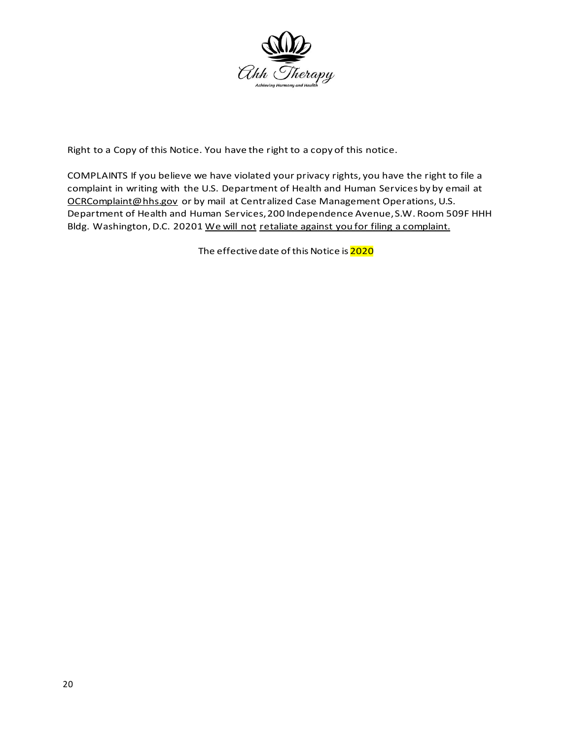Right to a Copy of this Notice. You have the right to a copy of this notice.

COMPLAINTS If you believe we have violated your privacy rights, you have the right to file a complaint in writing with the U.S. Department of Health and Human Services by by email at OCRComplaint@hhs.gov or by mail at Centralized Case Management Operations, U.S. Department of Health and Human Services, 200 Independence Avenue, S.W. Room 509F HHH Bldg. Washington, D.C. 20201 We will not retaliate against you for filing a complaint.

The effective date of this Notice is 2020